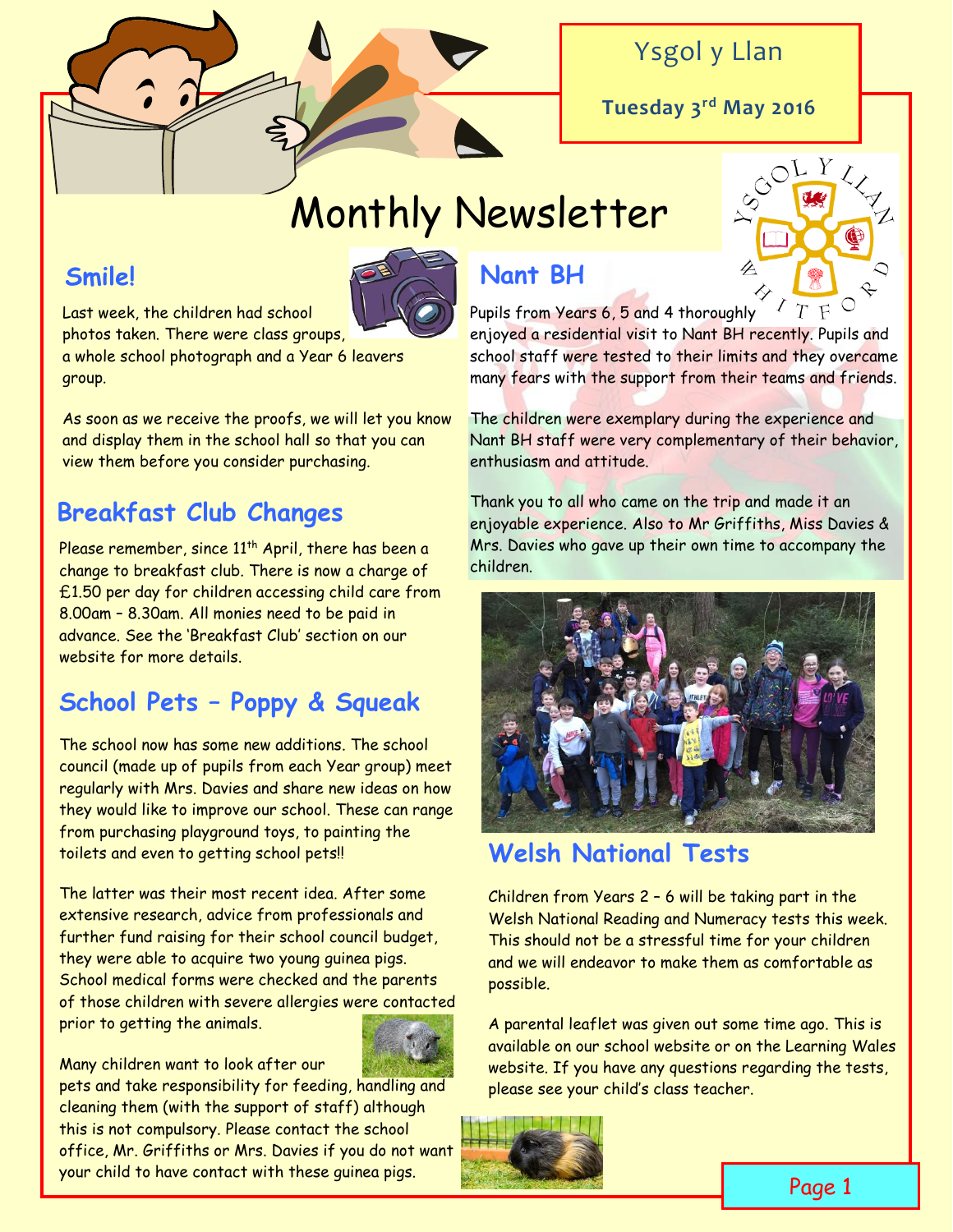Ysgol y Llan

**Tuesday 3rd May 2016**

# Monthly Newsletter

## Smile!

Last week, the children had school photos taken. There were class groups, a whole school photograph and a Year 6 leavers group.

As soon as we receive the proofs, we will let you know and display them in the school hall so that you can view them before you consider purchasing.

## Breakfast Club Changes

Please remember, since 11th April, there has been a change to breakfast club. There is now a charge of £1.50 per day for children accessing child care from 8.00am – 8.30am. All monies need to be paid in advance. See the 'Breakfast Club' section on our website for more details.

## School Pets – Poppy & Squeak

The school now has some new additions. The school council (made up of pupils from each Year group) meet regularly with Mrs. Davies and share new ideas on how they would like to improve our school. These can range from purchasing playground toys, to painting the toilets and even to getting school pets!!

The latter was their most recent idea. After some extensive research, advice from professionals and further fund raising for their school council budget, they were able to acquire two young guinea pigs. School medical forms were checked and the parents of those children with severe allergies were contacted prior to getting the animals.

Many children want to look after our pets and take responsibility for feeding, handling and cleaning them (with the support of staff) although this is not compulsory. Please contact the school office, Mr. Griffiths or Mrs. Davies if you do not want your child to have contact with these guinea pigs.

## Nant BH

Pupils from Years 6, 5 and 4 thoroughly enjoyed a residential visit to Nant BH recently. Pupils and school staff were tested to their limits and they overcame many fears with the support from their teams and friends.

The children were exemplary during the experience and Nant BH staff were very complementary of their behavior, enthusiasm and attitude.

Thank you to all who came on the trip and made it an enjoyable experience. Also to Mr Griffiths, Miss Davies & Mrs. Davies who gave up their own time to accompany the children.

## Welsh National Tests

Children from Years 2 – 6 will be taking part in the Welsh National Reading and Numeracy tests this week. This should not be a stressful time for your children and we will endeavor to make them as comfortable as possible.

A parental leaflet was given out some time ago. This is available on our school website or on the Learning Wales website. If you have any questions regarding the tests, please see your child's class teacher.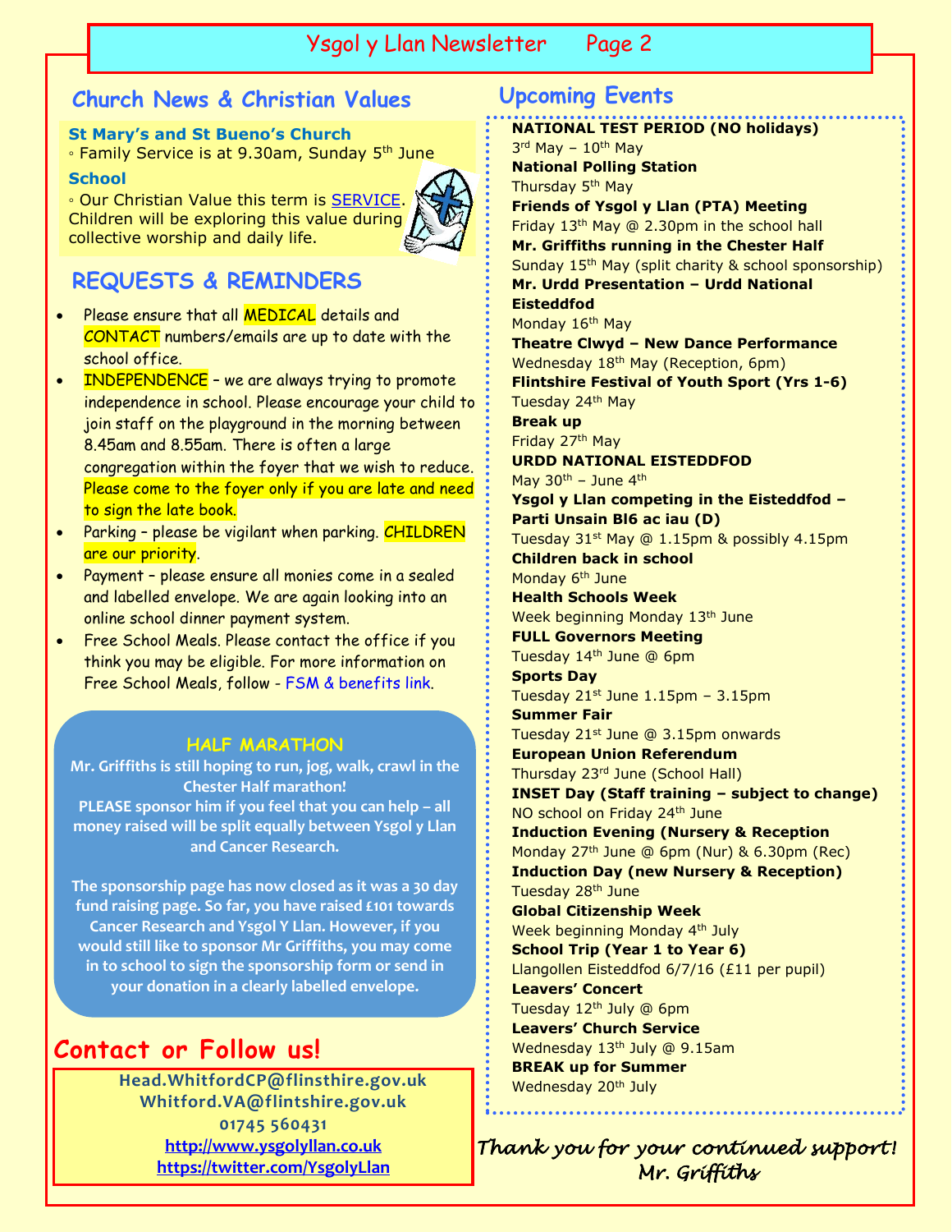## Church News & Christian Values

**St Mary's and St Bueno's Church**

◦ Family Service is at 9.30am, Sunday 5th June

**School**

◦ Our Christian Value this term is SERVICE. Children will be exploring this value during collective worship and daily life.

## REQUESTS & REMINDERS

- Please ensure that all MEDICAL details and CONTACT numbers/emails are up to date with the school office.
- INDEPENDENCE – we are always trying to promote independence in school. Please encourage your child to join staff on the playground in the morning between 8.45am and 8.55am. There is often a large congregation within the foyer that we wish to reduce. Please come to the foyer only if you are late and need to sign the late book.
- Parking – please be vigilant when parking. CHILDREN are our priority.
- Payment – please ensure all monies come in a sealed and labelled envelope. We are again looking into an online school dinner payment system.
- Free School Meals. Please contact the office if you think you may be eligible. For more information on Free School Meals, follow - FSM & benefits link.

### HALF MARATHON

**Mr. Griffiths is still hoping to run, jog, walk, crawl in the Chester Half marathon!**

**PLEASE sponsor him if you feel that you can help – all money raised will be split equally between Ysgol y Llan and Cancer Research.**

**The sponsorship page has now closed as it was a 30 day fund raising page. So far, you have raised £101 towards Cancer Research and Ysgol Y Llan. However, if you would still like to sponsor Mr Griffiths, you may come in to school to sign the sponsorship form or send in your donation in a clearly labelled envelope.**

## Contact or Follow us!

Head.WhitfordCP@flinsthire.gov.uk
Whitford.VA@flintshire.gov.uk
01745 560431
http://www.ysgolyllan.co.uk
https://twitter.com/YsgolyLlan

## Upcoming Events

**NATIONAL TEST PERIOD (NO holidays)**
3rd May – 10th May

**National Polling Station**
Thursday 5th May

**Friends of Ysgol y Llan (PTA) Meeting**
Friday 13th May @ 2.30pm in the school hall

**Mr. Griffiths running in the Chester Half**
Sunday 15th May (split charity & school sponsorship)

**Mr. Urdd Presentation – Urdd National Eisteddfod**
Monday 16th May

**Theatre Clwyd – New Dance Performance**
Wednesday 18th May (Reception, 6pm)

**Flintshire Festival of Youth Sport (Yrs 1-6)**
Tuesday 24th May

**Break up**
Friday 27th May

**URDD NATIONAL EISTEDDFOD**
May 30th – June 4th

**Ysgol y Llan competing in the Eisteddfod – Parti Unsain Bl6 ac iau (D)**
Tuesday 31st May @ 1.15pm & possibly 4.15pm

**Children back in school**
Monday 6th June

**Health Schools Week**
Week beginning Monday 13th June

**FULL Governors Meeting**
Tuesday 14th June @ 6pm

**Sports Day**
Tuesday 21st June 1.15pm – 3.15pm

**Summer Fair**
Tuesday 21st June @ 3.15pm onwards

**European Union Referendum**
Thursday 23rd June (School Hall)

**INSET Day (Staff training – subject to change)**
NO school on Friday 24th June

**Induction Evening (Nursery & Reception**
Monday 27th June @ 6pm (Nur) & 6.30pm (Rec)

**Induction Day (new Nursery & Reception)**
Tuesday 28th June

**Global Citizenship Week**
Week beginning Monday 4th July

**School Trip (Year 1 to Year 6)**
Llangollen Eisteddfod 6/7/16 (£11 per pupil)

**Leavers' Concert**
Tuesday 12th July @ 6pm

**Leavers' Church Service**
Wednesday 13th July @ 9.15am

**BREAK up for Summer**
Wednesday 20th July

*Thank you for your continued support!*
*Mr. Griffiths*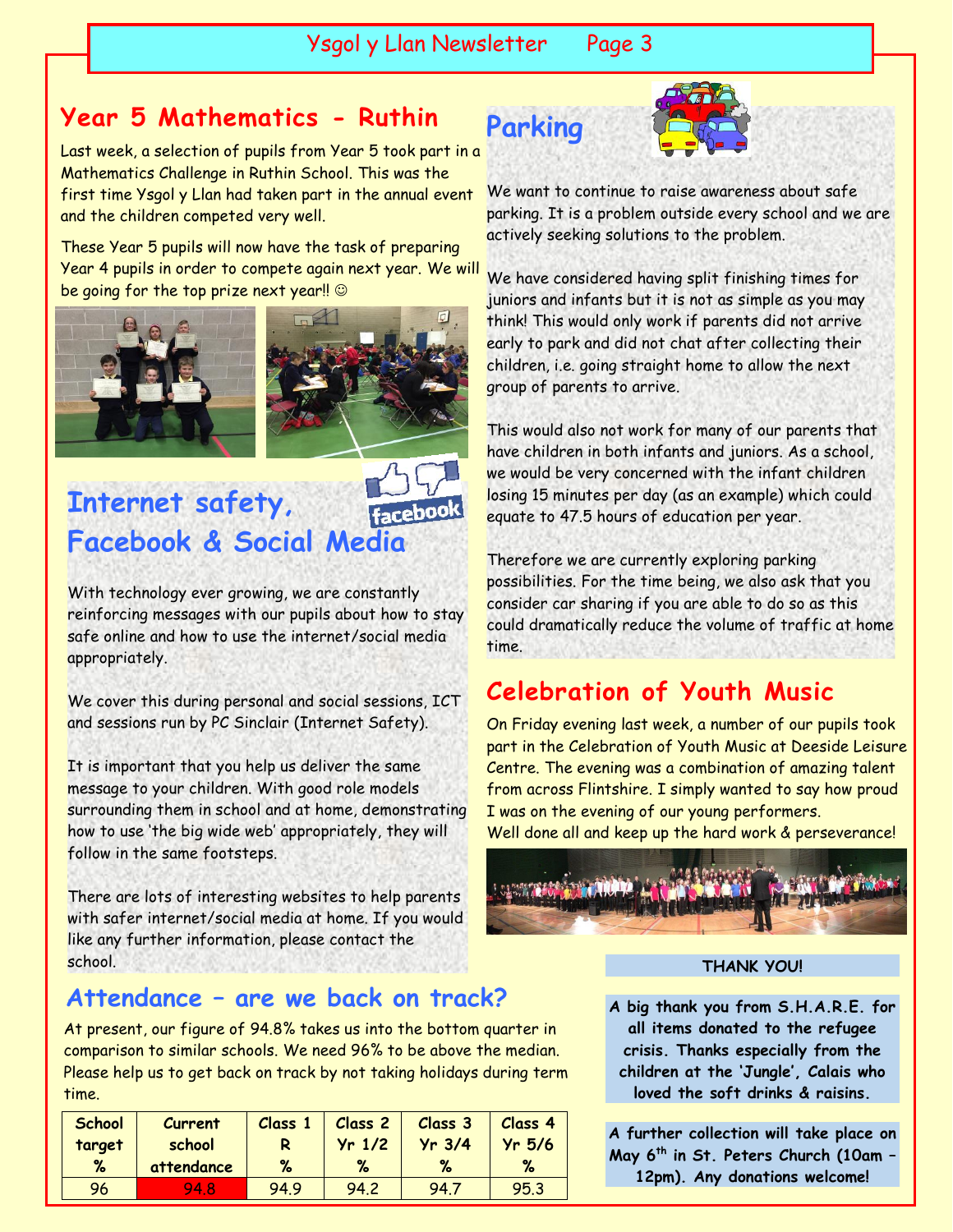## Year 5 Mathematics - Ruthin

Last week, a selection of pupils from Year 5 took part in a Mathematics Challenge in Ruthin School. This was the first time Ysgol y Llan had taken part in the annual event and the children competed very well.

These Year 5 pupils will now have the task of preparing Year 4 pupils in order to compete again next year. We will be going for the top prize next year!! ☺

## Internet safety, Facebook & Social Media

With technology ever growing, we are constantly reinforcing messages with our pupils about how to stay safe online and how to use the internet/social media appropriately.

We cover this during personal and social sessions, ICT and sessions run by PC Sinclair (Internet Safety).

It is important that you help us deliver the same message to your children. With good role models surrounding them in school and at home, demonstrating how to use 'the big wide web' appropriately, they will follow in the same footsteps.

There are lots of interesting websites to help parents with safer internet/social media at home. If you would like any further information, please contact the school.

## Attendance – are we back on track?

At present, our figure of 94.8% takes us into the bottom quarter in comparison to similar schools. We need 96% to be above the median. Please help us to get back on track by not taking holidays during term time.

| School target % | Current school attendance | Class 1 R % | Class 2 Yr 1/2 % | Class 3 Yr 3/4 % | Class 4 Yr 5/6 % |
|---|---|---|---|---|---|
| 96 | 94.8 | 94.9 | 94.2 | 94.7 | 95.3 |

## Parking

We want to continue to raise awareness about safe parking. It is a problem outside every school and we are actively seeking solutions to the problem.

We have considered having split finishing times for juniors and infants but it is not as simple as you may think! This would only work if parents did not arrive early to park and did not chat after collecting their children, i.e. going straight home to allow the next group of parents to arrive.

This would also not work for many of our parents that have children in both infants and juniors. As a school, we would be very concerned with the infant children losing 15 minutes per day (as an example) which could equate to 47.5 hours of education per year.

Therefore we are currently exploring parking possibilities. For the time being, we also ask that you consider car sharing if you are able to do so as this could dramatically reduce the volume of traffic at home time.

## Celebration of Youth Music

On Friday evening last week, a number of our pupils took part in the Celebration of Youth Music at Deeside Leisure Centre. The evening was a combination of amazing talent from across Flintshire. I simply wanted to say how proud I was on the evening of our young performers.
Well done all and keep up the hard work & perseverance!

**THANK YOU!**

**A big thank you from S.H.A.R.E. for all items donated to the refugee crisis. Thanks especially from the children at the 'Jungle', Calais who loved the soft drinks & raisins.**

**A further collection will take place on May 6th in St. Peters Church (10am – 12pm). Any donations welcome!**